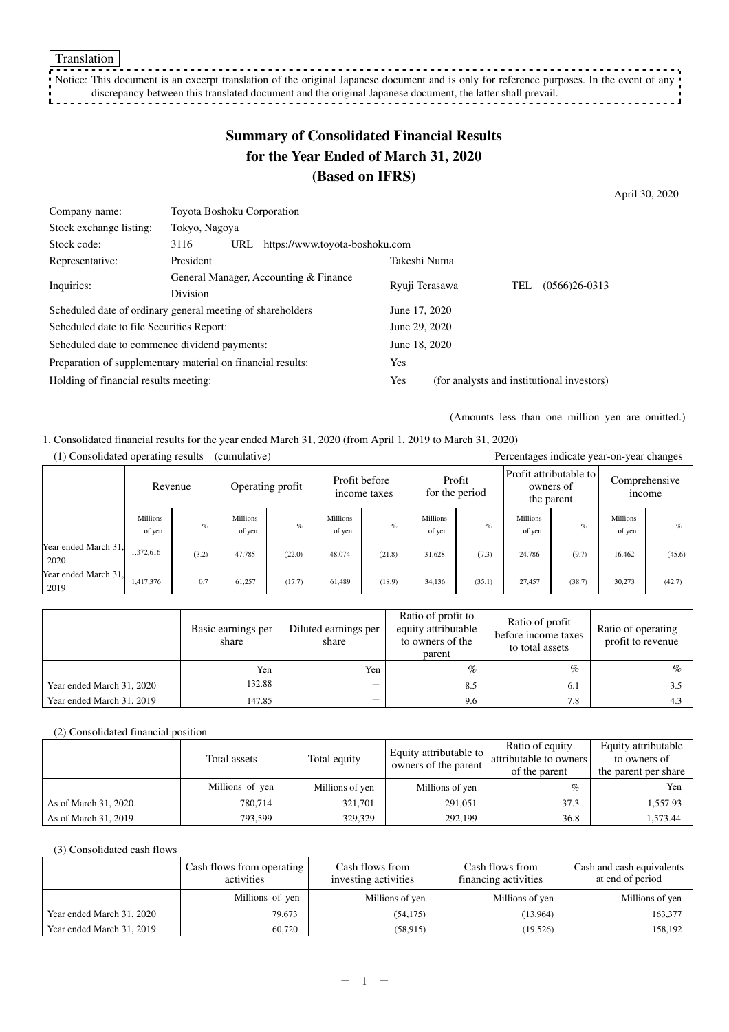Translation

Notice: This document is an excerpt translation of the original Japanese document and is only for reference purposes. In the event of any discrepancy between this translated document and the original Japanese document, the latter shall prevail.

# Summary of Consolidated Financial Results for the Year Ended of March 31, 2020 (Based on IFRS)

April 30, 2020

| | | | |
|---|---|---|---|
| Company name: | Toyota Boshoku Corporation | | |
| Stock exchange listing: | Tokyo, Nagoya | | |
| Stock code: | 3116 URL https://www.toyota-boshoku.com | | |
| Representative: | President | Takeshi Numa | |
| Inquiries: | General Manager, Accounting & Finance Division | Ryuji Terasawa | TEL (0566)26-0313 |

Scheduled date of ordinary general meeting of shareholders: June 17, 2020
Scheduled date to file Securities Report: June 29, 2020
Scheduled date to commence dividend payments: June 18, 2020
Preparation of supplementary material on financial results: Yes
Holding of financial results meeting: Yes (for analysts and institutional investors)

(Amounts less than one million yen are omitted.)

1. Consolidated financial results for the year ended March 31, 2020 (from April 1, 2019 to March 31, 2020)

(1) Consolidated operating results (cumulative)

Percentages indicate year-on-year changes

| | Revenue | | Operating profit | | Profit before income taxes | | Profit for the period | | Profit attributable to owners of the parent | | Comprehensive income | |
|---|---|---|---|---|---|---|---|---|---|---|---|---|
| | Millions of yen | % | Millions of yen | % | Millions of yen | % | Millions of yen | % | Millions of yen | % | Millions of yen | % |
| Year ended March 31, 2020 | 1,372,616 | (3.2) | 47,785 | (22.0) | 48,074 | (21.8) | 31,628 | (7.3) | 24,786 | (9.7) | 16,462 | (45.6) |
| Year ended March 31, 2019 | 1,417,376 | 0.7 | 61,257 | (17.7) | 61,489 | (18.9) | 34,136 | (35.1) | 27,457 | (38.7) | 30,273 | (42.7) |

| | Basic earnings per share | Diluted earnings per share | Ratio of profit to equity attributable to owners of the parent | Ratio of profit before income taxes to total assets | Ratio of operating profit to revenue |
|---|---|---|---|---|---|
| | Yen | Yen | % | % | % |
| Year ended March 31, 2020 | 132.88 | − | 8.5 | 6.1 | 3.5 |
| Year ended March 31, 2019 | 147.85 | − | 9.6 | 7.8 | 4.3 |

(2) Consolidated financial position

| | Total assets | Total equity | Equity attributable to owners of the parent | Ratio of equity attributable to owners of the parent | Equity attributable to owners of the parent per share |
|---|---|---|---|---|---|
| | Millions of yen | Millions of yen | Millions of yen | % | Yen |
| As of March 31, 2020 | 780,714 | 321,701 | 291,051 | 37.3 | 1,557.93 |
| As of March 31, 2019 | 793,599 | 329,329 | 292,199 | 36.8 | 1,573.44 |

(3) Consolidated cash flows

| | Cash flows from operating activities | Cash flows from investing activities | Cash flows from financing activities | Cash and cash equivalents at end of period |
|---|---|---|---|---|
| | Millions of yen | Millions of yen | Millions of yen | Millions of yen |
| Year ended March 31, 2020 | 79,673 | (54,175) | (13,964) | 163,377 |
| Year ended March 31, 2019 | 60,720 | (58,915) | (19,526) | 158,192 |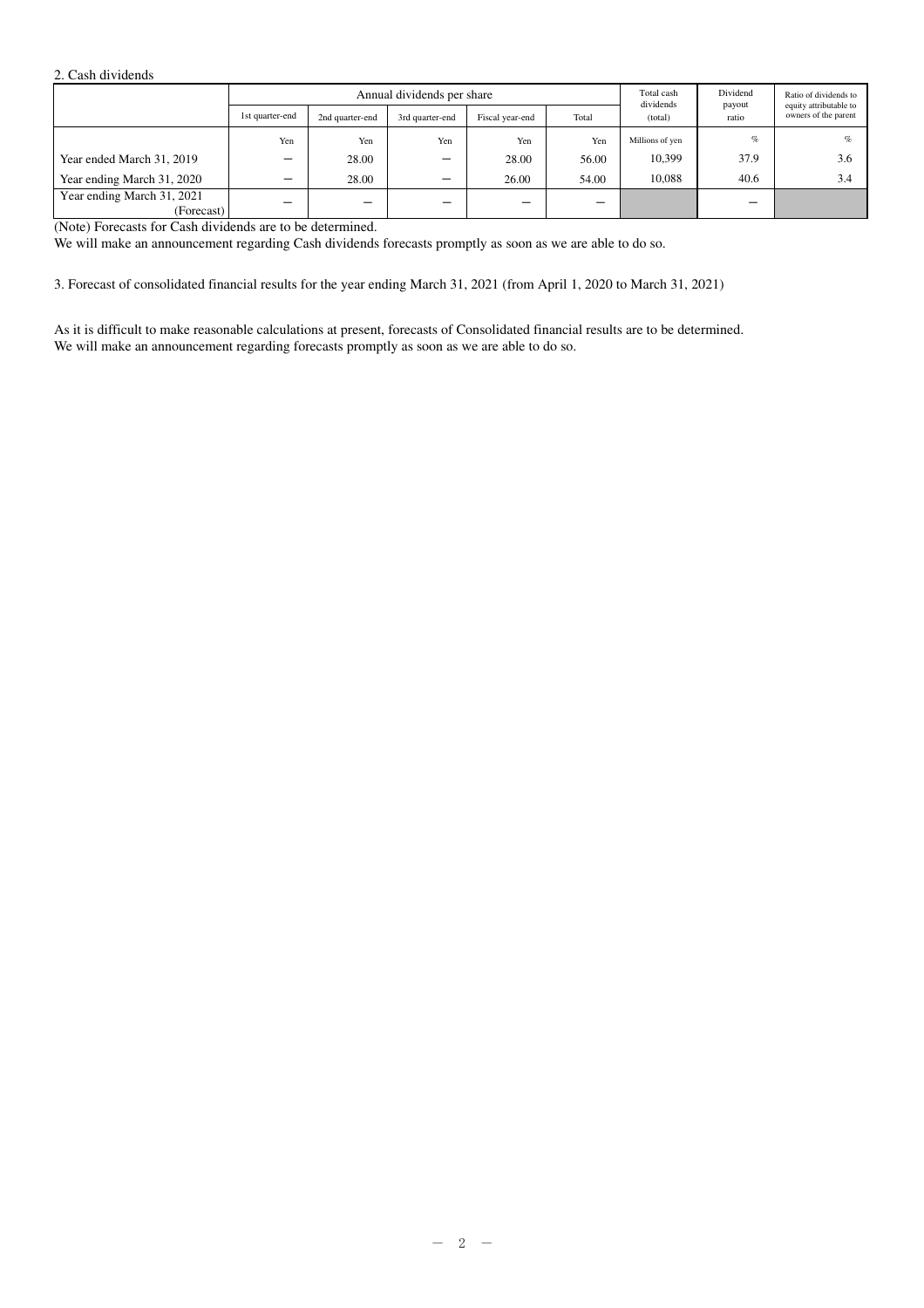2. Cash dividends

| | Annual dividends per share | | | | | Total cash dividends (total) | Dividend payout ratio | Ratio of dividends to equity attributable to owners of the parent |
|---|---|---|---|---|---|---|---|---|
| | 1st quarter-end | 2nd quarter-end | 3rd quarter-end | Fiscal year-end | Total | | | |
| | Yen | Yen | Yen | Yen | Yen | Millions of yen | % | % |
| Year ended March 31, 2019 | − | 28.00 | − | 28.00 | 56.00 | 10,399 | 37.9 | 3.6 |
| Year ending March 31, 2020 | − | 28.00 | − | 26.00 | 54.00 | 10,088 | 40.6 | 3.4 |
| Year ending March 31, 2021 (Forecast) | − | − | − | − | − | | − | |

(Note) Forecasts for Cash dividends are to be determined.
We will make an announcement regarding Cash dividends forecasts promptly as soon as we are able to do so.

3. Forecast of consolidated financial results for the year ending March 31, 2021 (from April 1, 2020 to March 31, 2021)

As it is difficult to make reasonable calculations at present, forecasts of Consolidated financial results are to be determined.
We will make an announcement regarding forecasts promptly as soon as we are able to do so.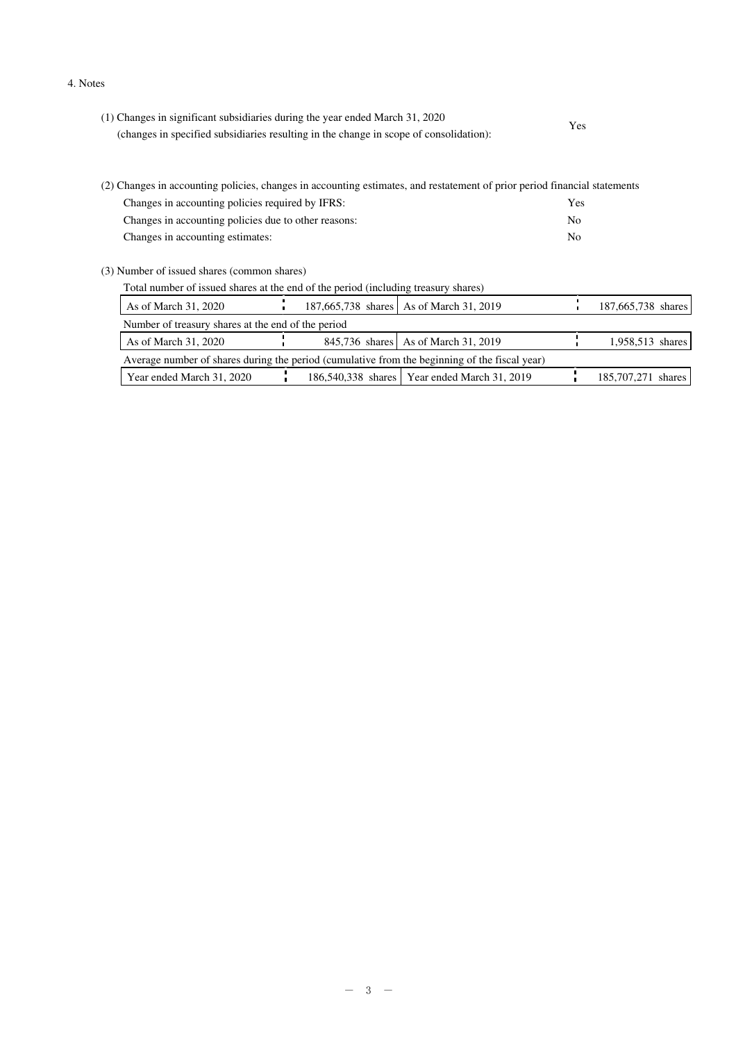4. Notes

(1) Changes in significant subsidiaries during the year ended March 31, 2020
(changes in specified subsidiaries resulting in the change in scope of consolidation): Yes

(2) Changes in accounting policies, changes in accounting estimates, and restatement of prior period financial statements

| | |
|---|---|
| Changes in accounting policies required by IFRS: | Yes |
| Changes in accounting policies due to other reasons: | No |
| Changes in accounting estimates: | No |

(3) Number of issued shares (common shares)

Total number of issued shares at the end of the period (including treasury shares)

| | | | |
|---|---|---|---|
| As of March 31, 2020 | 187,665,738 shares | As of March 31, 2019 | 187,665,738 shares |

Number of treasury shares at the end of the period

| | | | |
|---|---|---|---|
| As of March 31, 2020 | 845,736 shares | As of March 31, 2019 | 1,958,513 shares |

Average number of shares during the period (cumulative from the beginning of the fiscal year)

| | | | |
|---|---|---|---|
| Year ended March 31, 2020 | 186,540,338 shares | Year ended March 31, 2019 | 185,707,271 shares |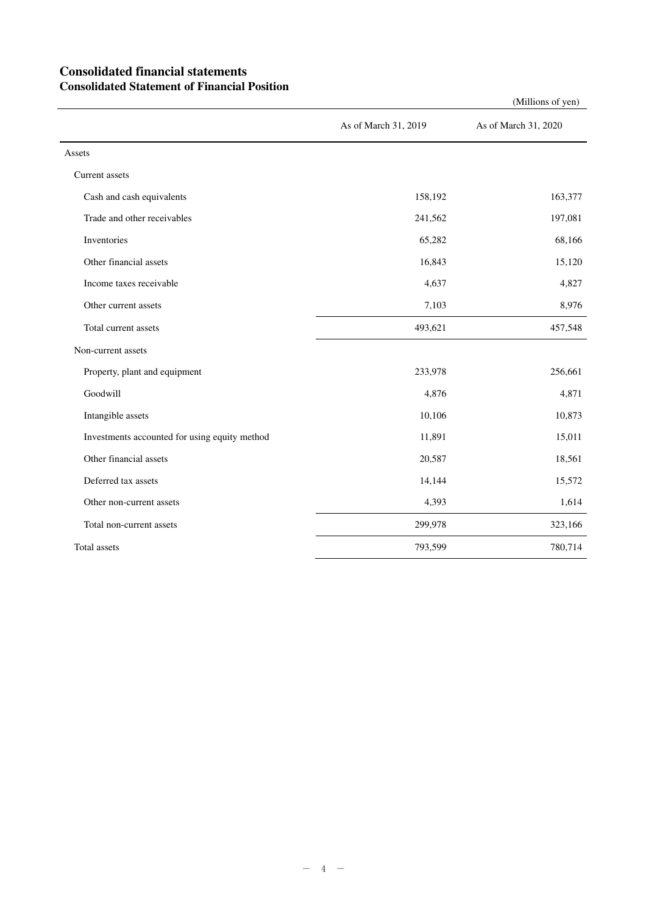# Consolidated financial statements

## Consolidated Statement of Financial Position

(Millions of yen)

| | As of March 31, 2019 | As of March 31, 2020 |
|---|---|---|
| Assets | | |
| Current assets | | |
| Cash and cash equivalents | 158,192 | 163,377 |
| Trade and other receivables | 241,562 | 197,081 |
| Inventories | 65,282 | 68,166 |
| Other financial assets | 16,843 | 15,120 |
| Income taxes receivable | 4,637 | 4,827 |
| Other current assets | 7,103 | 8,976 |
| Total current assets | 493,621 | 457,548 |
| Non-current assets | | |
| Property, plant and equipment | 233,978 | 256,661 |
| Goodwill | 4,876 | 4,871 |
| Intangible assets | 10,106 | 10,873 |
| Investments accounted for using equity method | 11,891 | 15,011 |
| Other financial assets | 20,587 | 18,561 |
| Deferred tax assets | 14,144 | 15,572 |
| Other non-current assets | 4,393 | 1,614 |
| Total non-current assets | 299,978 | 323,166 |
| Total assets | 793,599 | 780,714 |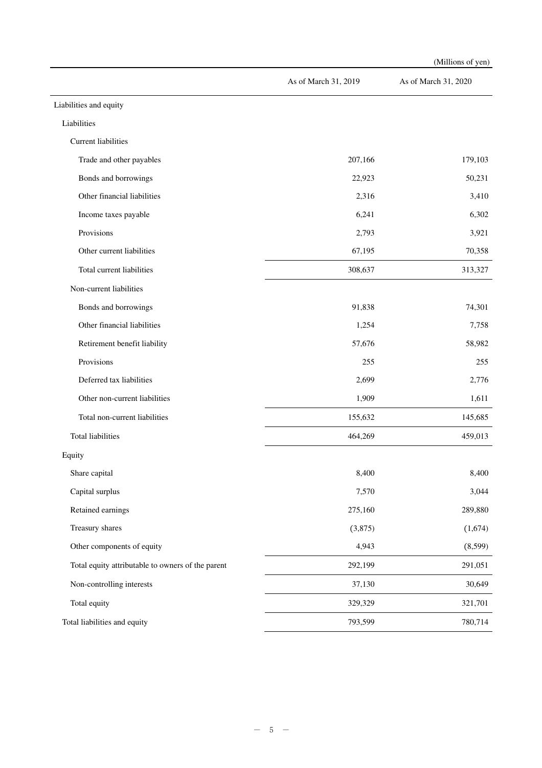(Millions of yen)

| | As of March 31, 2019 | As of March 31, 2020 |
|---|---|---|
| Liabilities and equity | | |
| Liabilities | | |
| Current liabilities | | |
| Trade and other payables | 207,166 | 179,103 |
| Bonds and borrowings | 22,923 | 50,231 |
| Other financial liabilities | 2,316 | 3,410 |
| Income taxes payable | 6,241 | 6,302 |
| Provisions | 2,793 | 3,921 |
| Other current liabilities | 67,195 | 70,358 |
| Total current liabilities | 308,637 | 313,327 |
| Non-current liabilities | | |
| Bonds and borrowings | 91,838 | 74,301 |
| Other financial liabilities | 1,254 | 7,758 |
| Retirement benefit liability | 57,676 | 58,982 |
| Provisions | 255 | 255 |
| Deferred tax liabilities | 2,699 | 2,776 |
| Other non-current liabilities | 1,909 | 1,611 |
| Total non-current liabilities | 155,632 | 145,685 |
| Total liabilities | 464,269 | 459,013 |
| Equity | | |
| Share capital | 8,400 | 8,400 |
| Capital surplus | 7,570 | 3,044 |
| Retained earnings | 275,160 | 289,880 |
| Treasury shares | (3,875) | (1,674) |
| Other components of equity | 4,943 | (8,599) |
| Total equity attributable to owners of the parent | 292,199 | 291,051 |
| Non-controlling interests | 37,130 | 30,649 |
| Total equity | 329,329 | 321,701 |
| Total liabilities and equity | 793,599 | 780,714 |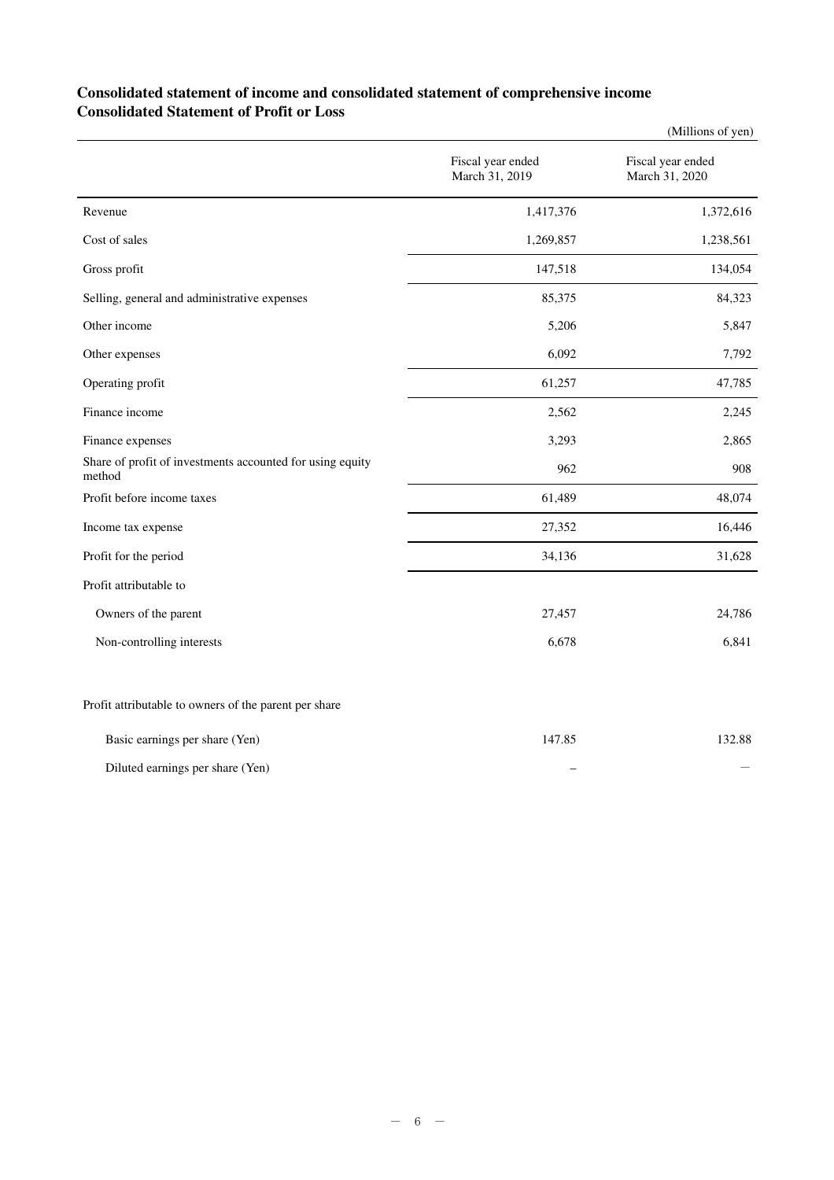## Consolidated statement of income and consolidated statement of comprehensive income
## Consolidated Statement of Profit or Loss

(Millions of yen)

| | Fiscal year ended March 31, 2019 | Fiscal year ended March 31, 2020 |
|---|---|---|
| Revenue | 1,417,376 | 1,372,616 |
| Cost of sales | 1,269,857 | 1,238,561 |
| Gross profit | 147,518 | 134,054 |
| Selling, general and administrative expenses | 85,375 | 84,323 |
| Other income | 5,206 | 5,847 |
| Other expenses | 6,092 | 7,792 |
| Operating profit | 61,257 | 47,785 |
| Finance income | 2,562 | 2,245 |
| Finance expenses | 3,293 | 2,865 |
| Share of profit of investments accounted for using equity method | 962 | 908 |
| Profit before income taxes | 61,489 | 48,074 |
| Income tax expense | 27,352 | 16,446 |
| Profit for the period | 34,136 | 31,628 |
| Profit attributable to | | |
| Owners of the parent | 27,457 | 24,786 |
| Non-controlling interests | 6,678 | 6,841 |
| | | |
| Profit attributable to owners of the parent per share | | |
| Basic earnings per share (Yen) | 147.85 | 132.88 |
| Diluted earnings per share (Yen) | – | — |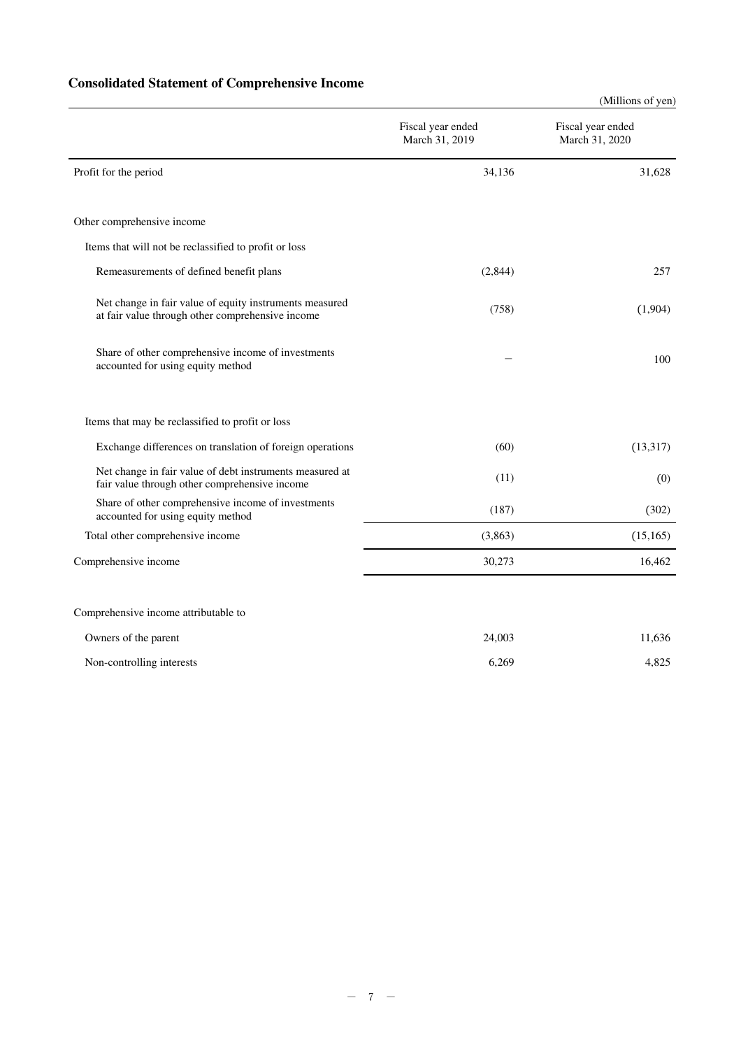## Consolidated Statement of Comprehensive Income

(Millions of yen)

| | Fiscal year ended March 31, 2019 | Fiscal year ended March 31, 2020 |
|---|---|---|
| Profit for the period | 34,136 | 31,628 |
| | | |
| Other comprehensive income | | |
| Items that will not be reclassified to profit or loss | | |
| Remeasurements of defined benefit plans | (2,844) | 257 |
| Net change in fair value of equity instruments measured at fair value through other comprehensive income | (758) | (1,904) |
| Share of other comprehensive income of investments accounted for using equity method | – | 100 |
| | | |
| Items that may be reclassified to profit or loss | | |
| Exchange differences on translation of foreign operations | (60) | (13,317) |
| Net change in fair value of debt instruments measured at fair value through other comprehensive income | (11) | (0) |
| Share of other comprehensive income of investments accounted for using equity method | (187) | (302) |
| Total other comprehensive income | (3,863) | (15,165) |
| Comprehensive income | 30,273 | 16,462 |
| | | |
| Comprehensive income attributable to | | |
| Owners of the parent | 24,003 | 11,636 |
| Non-controlling interests | 6,269 | 4,825 |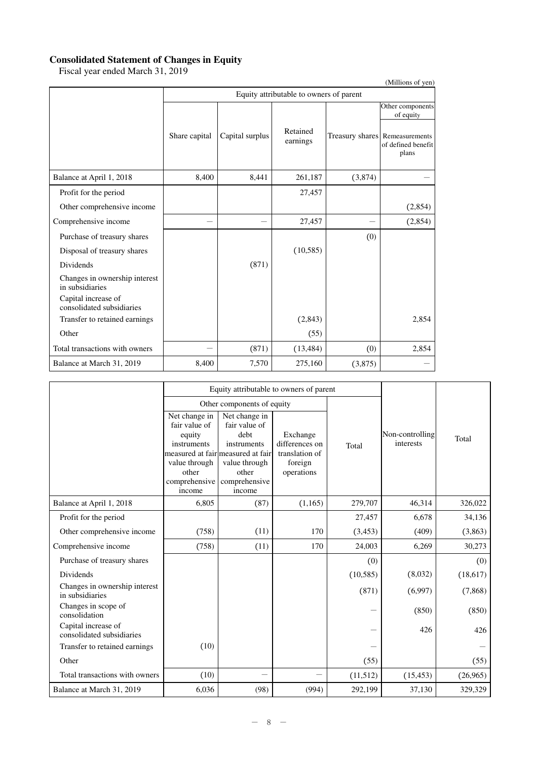# Consolidated Statement of Changes in Equity

Fiscal year ended March 31, 2019

(Millions of yen)

| | Equity attributable to owners of parent | | | | |
|---|---|---|---|---|---|
| | | | | | Other components of equity |
| | Share capital | Capital surplus | Retained earnings | Treasury shares | Remeasurements of defined benefit plans |
| Balance at April 1, 2018 | 8,400 | 8,441 | 261,187 | (3,874) | — |
| Profit for the period | | | 27,457 | | |
| Other comprehensive income | | | | | (2,854) |
| Comprehensive income | — | — | 27,457 | — | (2,854) |
| Purchase of treasury shares | | | | (0) | |
| Disposal of treasury shares | | | (10,585) | | |
| Dividends | | (871) | | | |
| Changes in ownership interest in subsidiaries | | | | | |
| Capital increase of consolidated subsidiaries | | | | | |
| Transfer to retained earnings | | | (2,843) | | 2,854 |
| Other | | | (55) | | |
| Total transactions with owners | — | (871) | (13,484) | (0) | 2,854 |
| Balance at March 31, 2019 | 8,400 | 7,570 | 275,160 | (3,875) | — |

| | Equity attributable to owners of parent | | | | | |
|---|---|---|---|---|---|---|
| | Other components of equity | | | | | |
| | Net change in fair value of equity instruments measured at fair value through other comprehensive income | Net change in fair value of debt instruments measured at fair value through other comprehensive income | Exchange differences on translation of foreign operations | Total | Non-controlling interests | Total |
| Balance at April 1, 2018 | 6,805 | (87) | (1,165) | 279,707 | 46,314 | 326,022 |
| Profit for the period | | | | 27,457 | 6,678 | 34,136 |
| Other comprehensive income | (758) | (11) | 170 | (3,453) | (409) | (3,863) |
| Comprehensive income | (758) | (11) | 170 | 24,003 | 6,269 | 30,273 |
| Purchase of treasury shares | | | | (0) | | (0) |
| Dividends | | | | (10,585) | (8,032) | (18,617) |
| Changes in ownership interest in subsidiaries | | | | (871) | (6,997) | (7,868) |
| Changes in scope of consolidation | | | | — | (850) | (850) |
| Capital increase of consolidated subsidiaries | | | | — | 426 | 426 |
| Transfer to retained earnings | (10) | | | — | | — |
| Other | | | | (55) | | (55) |
| Total transactions with owners | (10) | — | — | (11,512) | (15,453) | (26,965) |
| Balance at March 31, 2019 | 6,036 | (98) | (994) | 292,199 | 37,130 | 329,329 |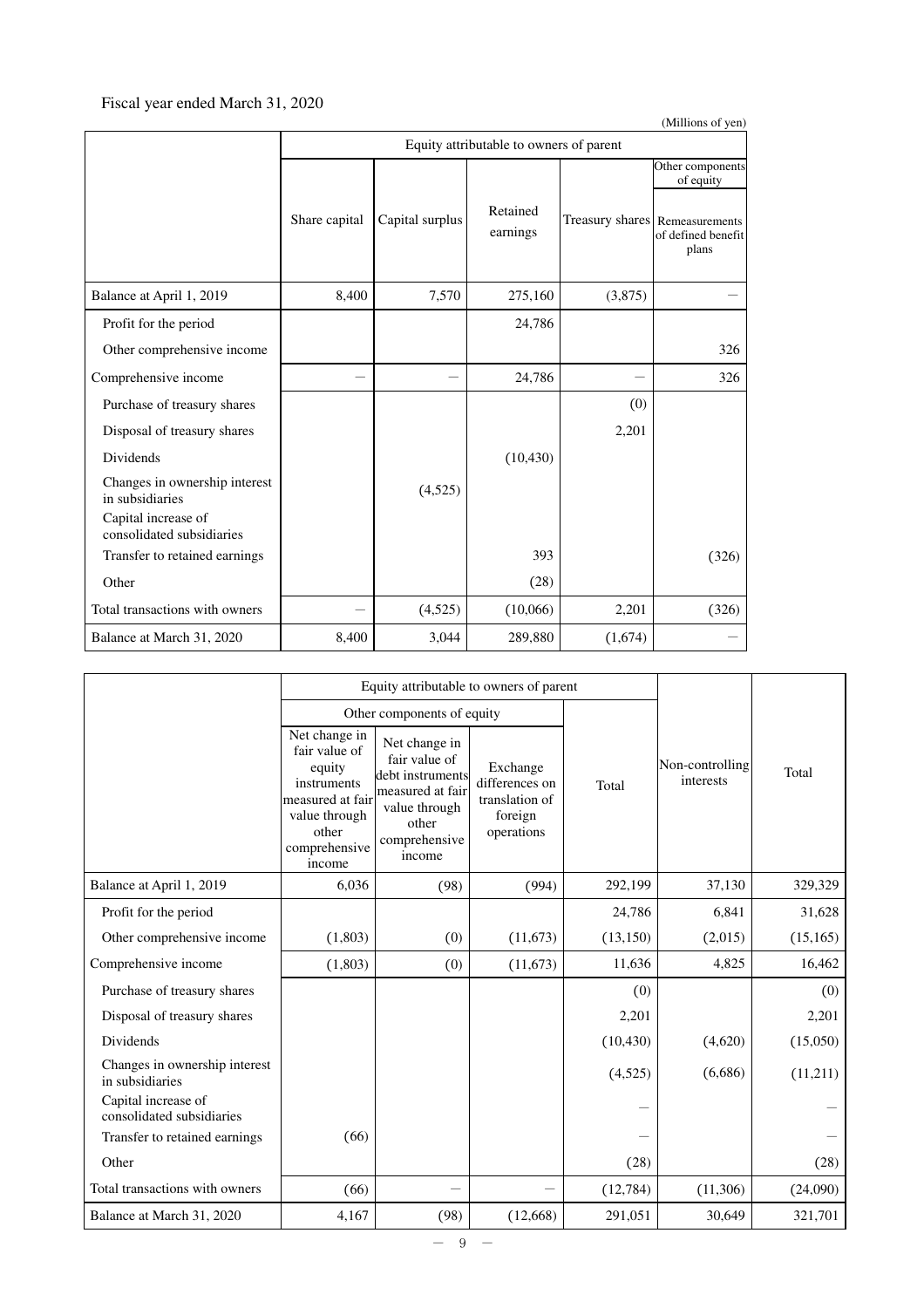Fiscal year ended March 31, 2020

(Millions of yen)

| | Equity attributable to owners of parent | | | | |
|---|---|---|---|---|---|
| | | | | | Other components of equity |
| | Share capital | Capital surplus | Retained earnings | Treasury shares | Remeasurements of defined benefit plans |
| Balance at April 1, 2019 | 8,400 | 7,570 | 275,160 | (3,875) | – |
| Profit for the period | | | 24,786 | | |
| Other comprehensive income | | | | | 326 |
| Comprehensive income | – | – | 24,786 | – | 326 |
| Purchase of treasury shares | | | | (0) | |
| Disposal of treasury shares | | | | 2,201 | |
| Dividends | | | (10,430) | | |
| Changes in ownership interest in subsidiaries | | (4,525) | | | |
| Capital increase of consolidated subsidiaries | | | | | |
| Transfer to retained earnings | | | 393 | | (326) |
| Other | | | (28) | | |
| Total transactions with owners | – | (4,525) | (10,066) | 2,201 | (326) |
| Balance at March 31, 2020 | 8,400 | 3,044 | 289,880 | (1,674) | – |

| | Equity attributable to owners of parent | | | | Non-controlling interests | Total |
|---|---|---|---|---|---|---|
| | Other components of equity | | | | | |
| | Net change in fair value of equity instruments measured at fair value through other comprehensive income | Net change in fair value of debt instruments measured at fair value through other comprehensive income | Exchange differences on translation of foreign operations | Total | | |
| Balance at April 1, 2019 | 6,036 | (98) | (994) | 292,199 | 37,130 | 329,329 |
| Profit for the period | | | | 24,786 | 6,841 | 31,628 |
| Other comprehensive income | (1,803) | (0) | (11,673) | (13,150) | (2,015) | (15,165) |
| Comprehensive income | (1,803) | (0) | (11,673) | 11,636 | 4,825 | 16,462 |
| Purchase of treasury shares | | | | (0) | | (0) |
| Disposal of treasury shares | | | | 2,201 | | 2,201 |
| Dividends | | | | (10,430) | (4,620) | (15,050) |
| Changes in ownership interest in subsidiaries | | | | (4,525) | (6,686) | (11,211) |
| Capital increase of consolidated subsidiaries | | | | – | | – |
| Transfer to retained earnings | (66) | | | – | | – |
| Other | | | | (28) | | (28) |
| Total transactions with owners | (66) | – | – | (12,784) | (11,306) | (24,090) |
| Balance at March 31, 2020 | 4,167 | (98) | (12,668) | 291,051 | 30,649 | 321,701 |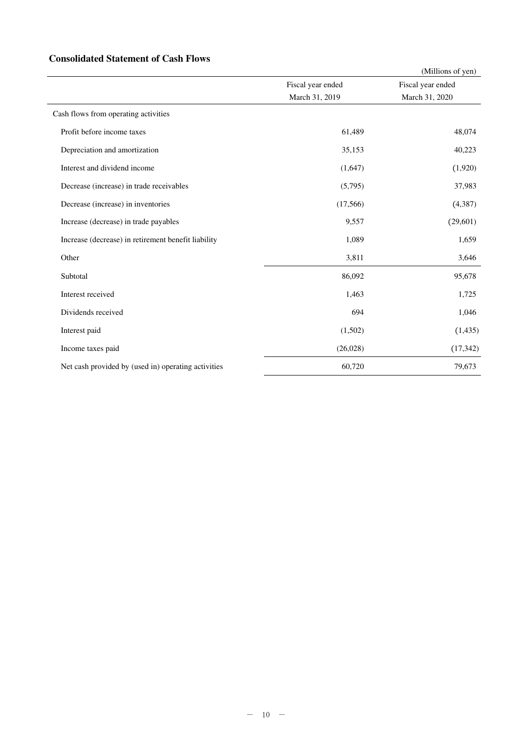## Consolidated Statement of Cash Flows

(Millions of yen)

| | Fiscal year ended March 31, 2019 | Fiscal year ended March 31, 2020 |
|---|---|---|
| Cash flows from operating activities | | |
| Profit before income taxes | 61,489 | 48,074 |
| Depreciation and amortization | 35,153 | 40,223 |
| Interest and dividend income | (1,647) | (1,920) |
| Decrease (increase) in trade receivables | (5,795) | 37,983 |
| Decrease (increase) in inventories | (17,566) | (4,387) |
| Increase (decrease) in trade payables | 9,557 | (29,601) |
| Increase (decrease) in retirement benefit liability | 1,089 | 1,659 |
| Other | 3,811 | 3,646 |
| Subtotal | 86,092 | 95,678 |
| Interest received | 1,463 | 1,725 |
| Dividends received | 694 | 1,046 |
| Interest paid | (1,502) | (1,435) |
| Income taxes paid | (26,028) | (17,342) |
| Net cash provided by (used in) operating activities | 60,720 | 79,673 |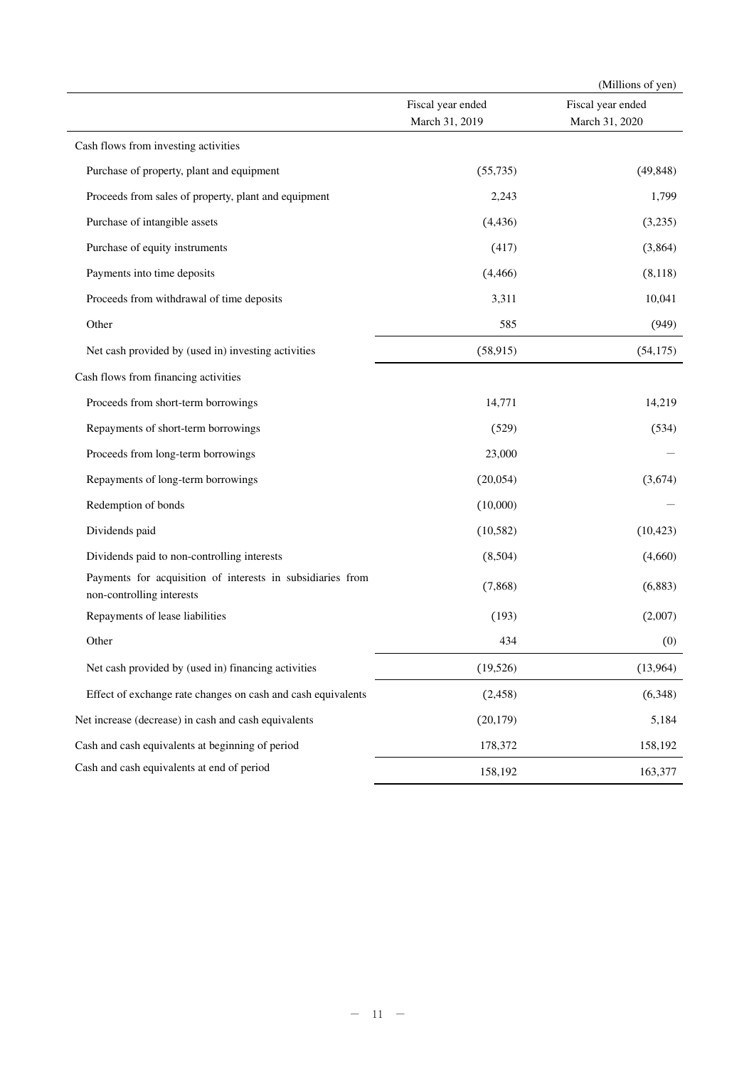(Millions of yen)

| | Fiscal year ended March 31, 2019 | Fiscal year ended March 31, 2020 |
|---|---|---|
| Cash flows from investing activities | | |
| Purchase of property, plant and equipment | (55,735) | (49,848) |
| Proceeds from sales of property, plant and equipment | 2,243 | 1,799 |
| Purchase of intangible assets | (4,436) | (3,235) |
| Purchase of equity instruments | (417) | (3,864) |
| Payments into time deposits | (4,466) | (8,118) |
| Proceeds from withdrawal of time deposits | 3,311 | 10,041 |
| Other | 585 | (949) |
| Net cash provided by (used in) investing activities | (58,915) | (54,175) |
| Cash flows from financing activities | | |
| Proceeds from short-term borrowings | 14,771 | 14,219 |
| Repayments of short-term borrowings | (529) | (534) |
| Proceeds from long-term borrowings | 23,000 | — |
| Repayments of long-term borrowings | (20,054) | (3,674) |
| Redemption of bonds | (10,000) | — |
| Dividends paid | (10,582) | (10,423) |
| Dividends paid to non-controlling interests | (8,504) | (4,660) |
| Payments for acquisition of interests in subsidiaries from non-controlling interests | (7,868) | (6,883) |
| Repayments of lease liabilities | (193) | (2,007) |
| Other | 434 | (0) |
| Net cash provided by (used in) financing activities | (19,526) | (13,964) |
| Effect of exchange rate changes on cash and cash equivalents | (2,458) | (6,348) |
| Net increase (decrease) in cash and cash equivalents | (20,179) | 5,184 |
| Cash and cash equivalents at beginning of period | 178,372 | 158,192 |
| Cash and cash equivalents at end of period | 158,192 | 163,377 |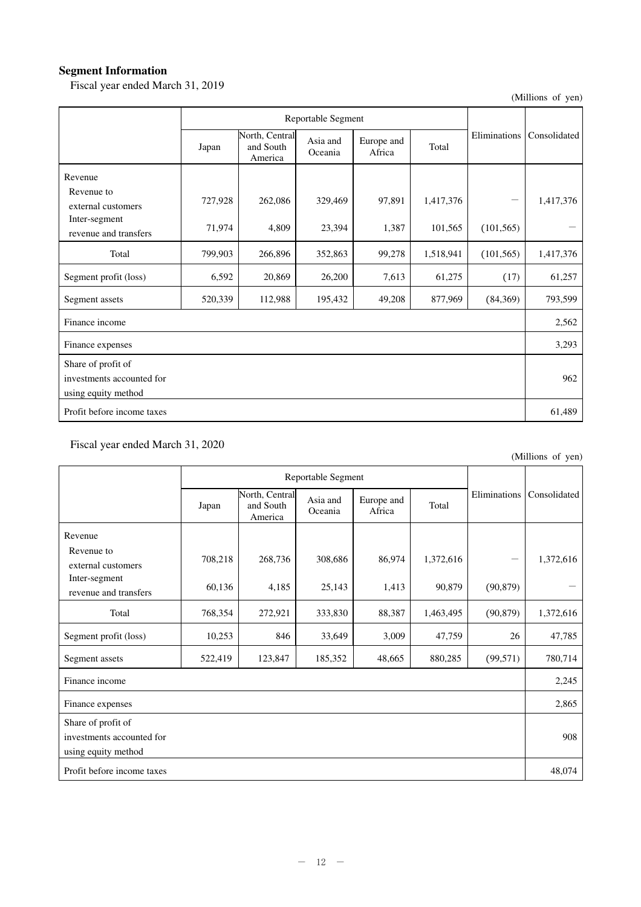## Segment Information

Fiscal year ended March 31, 2019

(Millions of yen)

| | Reportable Segment | | | | | Eliminations | Consolidated |
|---|---|---|---|---|---|---|---|
| | Japan | North, Central and South America | Asia and Oceania | Europe and Africa | Total | | |
| Revenue | | | | | | | |
| Revenue to external customers | 727,928 | 262,086 | 329,469 | 97,891 | 1,417,376 | — | 1,417,376 |
| Inter-segment revenue and transfers | 71,974 | 4,809 | 23,394 | 1,387 | 101,565 | (101,565) | — |
| Total | 799,903 | 266,896 | 352,863 | 99,278 | 1,518,941 | (101,565) | 1,417,376 |
| Segment profit (loss) | 6,592 | 20,869 | 26,200 | 7,613 | 61,275 | (17) | 61,257 |
| Segment assets | 520,339 | 112,988 | 195,432 | 49,208 | 877,969 | (84,369) | 793,599 |
| Finance income | | | | | | | 2,562 |
| Finance expenses | | | | | | | 3,293 |
| Share of profit of investments accounted for using equity method | | | | | | | 962 |
| Profit before income taxes | | | | | | | 61,489 |

Fiscal year ended March 31, 2020

(Millions of yen)

| | Reportable Segment | | | | | Eliminations | Consolidated |
|---|---|---|---|---|---|---|---|
| | Japan | North, Central and South America | Asia and Oceania | Europe and Africa | Total | | |
| Revenue | | | | | | | |
| Revenue to external customers | 708,218 | 268,736 | 308,686 | 86,974 | 1,372,616 | — | 1,372,616 |
| Inter-segment revenue and transfers | 60,136 | 4,185 | 25,143 | 1,413 | 90,879 | (90,879) | — |
| Total | 768,354 | 272,921 | 333,830 | 88,387 | 1,463,495 | (90,879) | 1,372,616 |
| Segment profit (loss) | 10,253 | 846 | 33,649 | 3,009 | 47,759 | 26 | 47,785 |
| Segment assets | 522,419 | 123,847 | 185,352 | 48,665 | 880,285 | (99,571) | 780,714 |
| Finance income | | | | | | | 2,245 |
| Finance expenses | | | | | | | 2,865 |
| Share of profit of investments accounted for using equity method | | | | | | | 908 |
| Profit before income taxes | | | | | | | 48,074 |